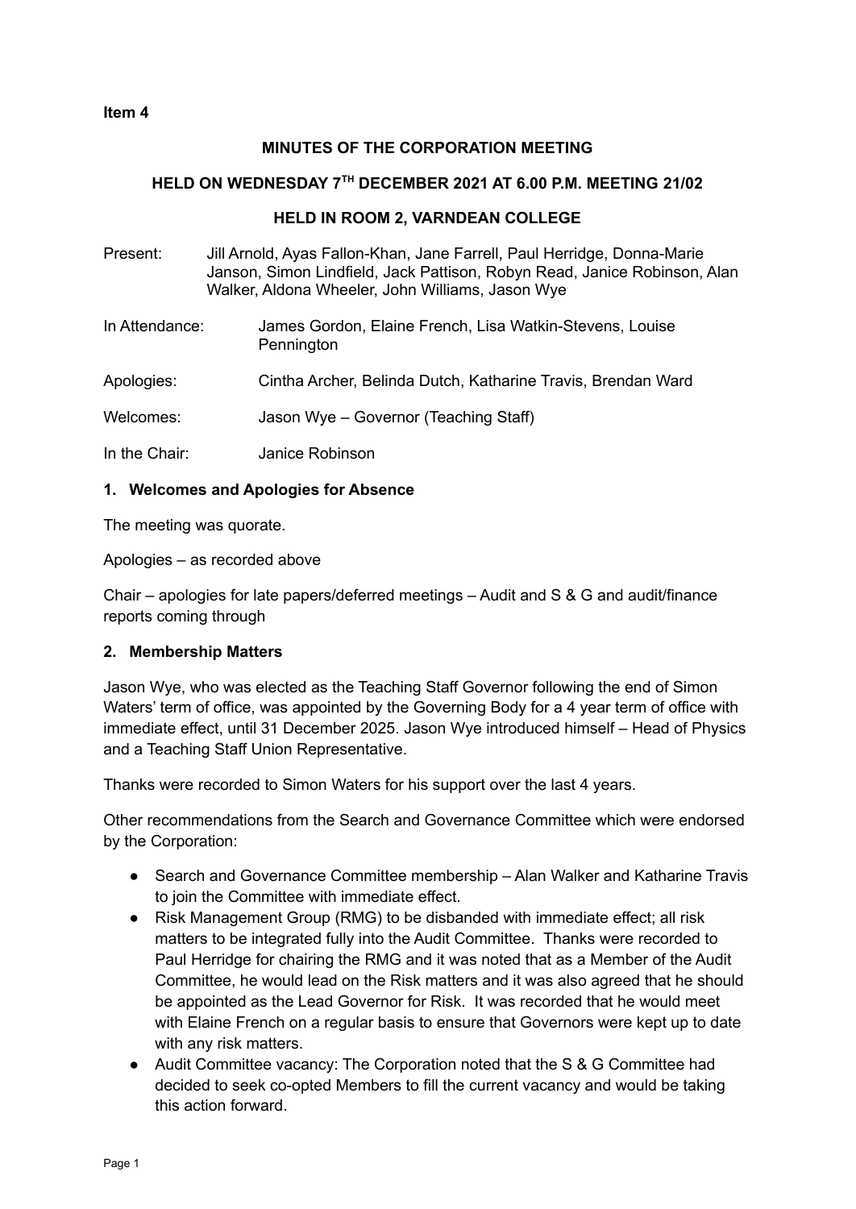**Item 4**

**MINUTES OF THE CORPORATION MEETING**

**HELD ON WEDNESDAY 7TH DECEMBER 2021 AT 6.00 P.M. MEETING 21/02**

**HELD IN ROOM 2, VARNDEAN COLLEGE**

Present: Jill Arnold, Ayas Fallon-Khan, Jane Farrell, Paul Herridge, Donna-Marie Janson, Simon Lindfield, Jack Pattison, Robyn Read, Janice Robinson, Alan Walker, Aldona Wheeler, John Williams, Jason Wye

In Attendance: James Gordon, Elaine French, Lisa Watkin-Stevens, Louise Pennington

Apologies: Cintha Archer, Belinda Dutch, Katharine Travis, Brendan Ward

Welcomes: Jason Wye – Governor (Teaching Staff)

In the Chair: Janice Robinson

**1. Welcomes and Apologies for Absence**

The meeting was quorate.

Apologies – as recorded above

Chair – apologies for late papers/deferred meetings – Audit and S & G and audit/finance reports coming through

**2. Membership Matters**

Jason Wye, who was elected as the Teaching Staff Governor following the end of Simon Waters' term of office, was appointed by the Governing Body for a 4 year term of office with immediate effect, until 31 December 2025. Jason Wye introduced himself – Head of Physics and a Teaching Staff Union Representative.

Thanks were recorded to Simon Waters for his support over the last 4 years.

Other recommendations from the Search and Governance Committee which were endorsed by the Corporation:

- Search and Governance Committee membership – Alan Walker and Katharine Travis to join the Committee with immediate effect.
- Risk Management Group (RMG) to be disbanded with immediate effect; all risk matters to be integrated fully into the Audit Committee. Thanks were recorded to Paul Herridge for chairing the RMG and it was noted that as a Member of the Audit Committee, he would lead on the Risk matters and it was also agreed that he should be appointed as the Lead Governor for Risk. It was recorded that he would meet with Elaine French on a regular basis to ensure that Governors were kept up to date with any risk matters.
- Audit Committee vacancy: The Corporation noted that the S & G Committee had decided to seek co-opted Members to fill the current vacancy and would be taking this action forward.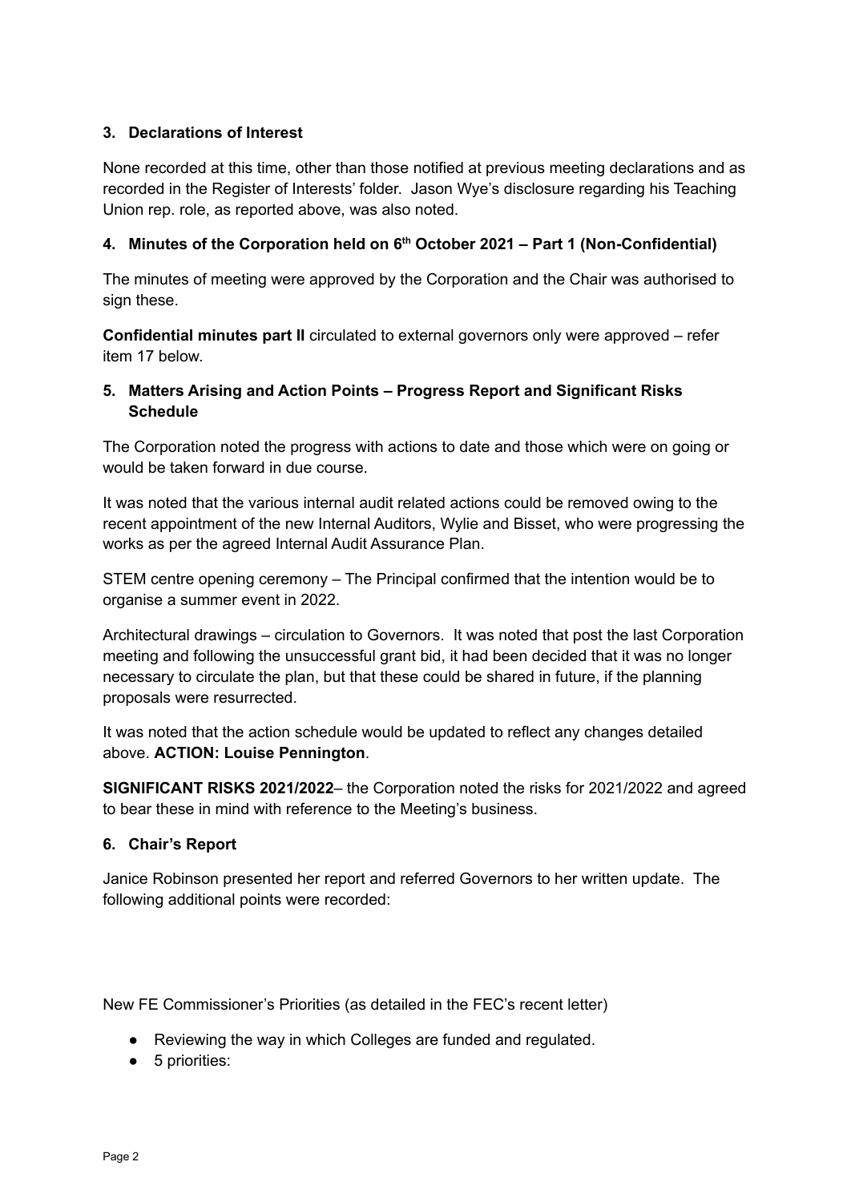### 3. Declarations of Interest

None recorded at this time, other than those notified at previous meeting declarations and as recorded in the Register of Interests' folder. Jason Wye's disclosure regarding his Teaching Union rep. role, as reported above, was also noted.

### 4. Minutes of the Corporation held on 6th October 2021 – Part 1 (Non-Confidential)

The minutes of meeting were approved by the Corporation and the Chair was authorised to sign these.

**Confidential minutes part II** circulated to external governors only were approved – refer item 17 below.

### 5. Matters Arising and Action Points – Progress Report and Significant Risks Schedule

The Corporation noted the progress with actions to date and those which were on going or would be taken forward in due course.

It was noted that the various internal audit related actions could be removed owing to the recent appointment of the new Internal Auditors, Wylie and Bisset, who were progressing the works as per the agreed Internal Audit Assurance Plan.

STEM centre opening ceremony – The Principal confirmed that the intention would be to organise a summer event in 2022.

Architectural drawings – circulation to Governors. It was noted that post the last Corporation meeting and following the unsuccessful grant bid, it had been decided that it was no longer necessary to circulate the plan, but that these could be shared in future, if the planning proposals were resurrected.

It was noted that the action schedule would be updated to reflect any changes detailed above. **ACTION: Louise Pennington**.

**SIGNIFICANT RISKS 2021/2022**– the Corporation noted the risks for 2021/2022 and agreed to bear these in mind with reference to the Meeting's business.

### 6. Chair's Report

Janice Robinson presented her report and referred Governors to her written update. The following additional points were recorded:

New FE Commissioner's Priorities (as detailed in the FEC's recent letter)

- Reviewing the way in which Colleges are funded and regulated.
- 5 priorities: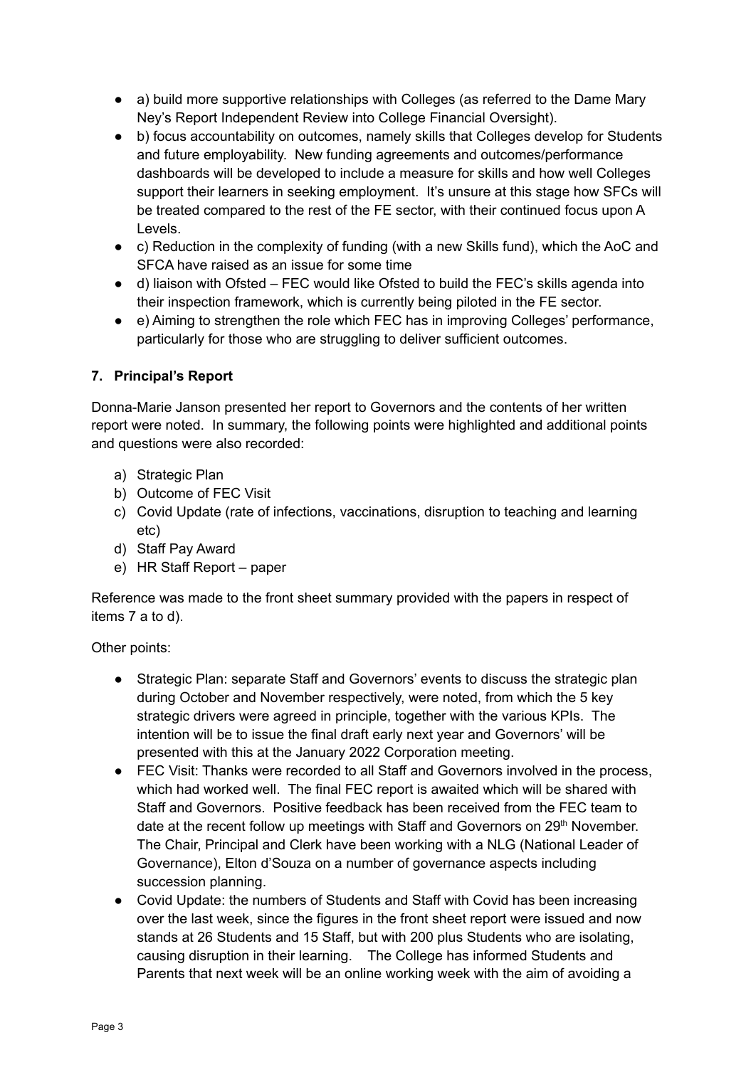- a) build more supportive relationships with Colleges (as referred to the Dame Mary Ney's Report Independent Review into College Financial Oversight).
- b) focus accountability on outcomes, namely skills that Colleges develop for Students and future employability. New funding agreements and outcomes/performance dashboards will be developed to include a measure for skills and how well Colleges support their learners in seeking employment. It's unsure at this stage how SFCs will be treated compared to the rest of the FE sector, with their continued focus upon A Levels.
- c) Reduction in the complexity of funding (with a new Skills fund), which the AoC and SFCA have raised as an issue for some time
- d) liaison with Ofsted – FEC would like Ofsted to build the FEC's skills agenda into their inspection framework, which is currently being piloted in the FE sector.
- e) Aiming to strengthen the role which FEC has in improving Colleges' performance, particularly for those who are struggling to deliver sufficient outcomes.

**7. Principal's Report**

Donna-Marie Janson presented her report to Governors and the contents of her written report were noted. In summary, the following points were highlighted and additional points and questions were also recorded:

a) Strategic Plan
b) Outcome of FEC Visit
c) Covid Update (rate of infections, vaccinations, disruption to teaching and learning etc)
d) Staff Pay Award
e) HR Staff Report – paper

Reference was made to the front sheet summary provided with the papers in respect of items 7 a to d).

Other points:

- Strategic Plan: separate Staff and Governors' events to discuss the strategic plan during October and November respectively, were noted, from which the 5 key strategic drivers were agreed in principle, together with the various KPIs. The intention will be to issue the final draft early next year and Governors' will be presented with this at the January 2022 Corporation meeting.
- FEC Visit: Thanks were recorded to all Staff and Governors involved in the process, which had worked well. The final FEC report is awaited which will be shared with Staff and Governors. Positive feedback has been received from the FEC team to date at the recent follow up meetings with Staff and Governors on 29th November. The Chair, Principal and Clerk have been working with a NLG (National Leader of Governance), Elton d'Souza on a number of governance aspects including succession planning.
- Covid Update: the numbers of Students and Staff with Covid has been increasing over the last week, since the figures in the front sheet report were issued and now stands at 26 Students and 15 Staff, but with 200 plus Students who are isolating, causing disruption in their learning. The College has informed Students and Parents that next week will be an online working week with the aim of avoiding a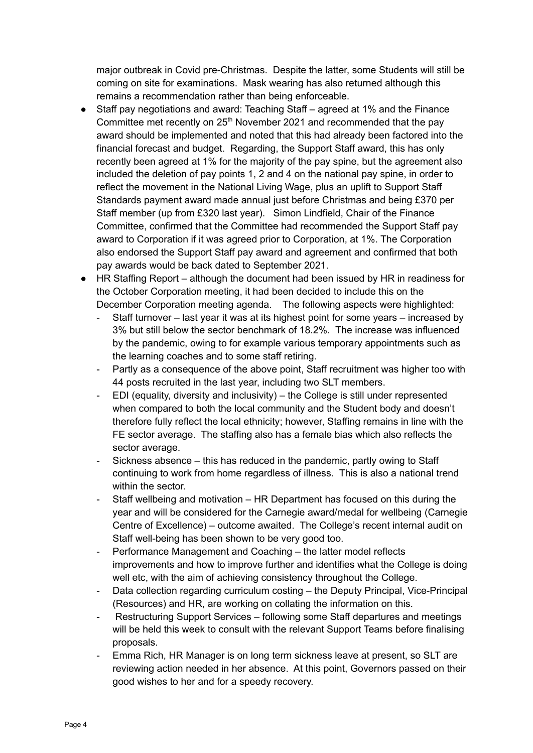major outbreak in Covid pre-Christmas. Despite the latter, some Students will still be coming on site for examinations. Mask wearing has also returned although this remains a recommendation rather than being enforceable.

- Staff pay negotiations and award: Teaching Staff – agreed at 1% and the Finance Committee met recently on 25th November 2021 and recommended that the pay award should be implemented and noted that this had already been factored into the financial forecast and budget. Regarding, the Support Staff award, this has only recently been agreed at 1% for the majority of the pay spine, but the agreement also included the deletion of pay points 1, 2 and 4 on the national pay spine, in order to reflect the movement in the National Living Wage, plus an uplift to Support Staff Standards payment award made annual just before Christmas and being £370 per Staff member (up from £320 last year). Simon Lindfield, Chair of the Finance Committee, confirmed that the Committee had recommended the Support Staff pay award to Corporation if it was agreed prior to Corporation, at 1%. The Corporation also endorsed the Support Staff pay award and agreement and confirmed that both pay awards would be back dated to September 2021.
- HR Staffing Report – although the document had been issued by HR in readiness for the October Corporation meeting, it had been decided to include this on the December Corporation meeting agenda. The following aspects were highlighted:
  - Staff turnover – last year it was at its highest point for some years – increased by 3% but still below the sector benchmark of 18.2%. The increase was influenced by the pandemic, owing to for example various temporary appointments such as the learning coaches and to some staff retiring.
  - Partly as a consequence of the above point, Staff recruitment was higher too with 44 posts recruited in the last year, including two SLT members.
  - EDI (equality, diversity and inclusivity) – the College is still under represented when compared to both the local community and the Student body and doesn't therefore fully reflect the local ethnicity; however, Staffing remains in line with the FE sector average. The staffing also has a female bias which also reflects the sector average.
  - Sickness absence – this has reduced in the pandemic, partly owing to Staff continuing to work from home regardless of illness. This is also a national trend within the sector.
  - Staff wellbeing and motivation – HR Department has focused on this during the year and will be considered for the Carnegie award/medal for wellbeing (Carnegie Centre of Excellence) – outcome awaited. The College's recent internal audit on Staff well-being has been shown to be very good too.
  - Performance Management and Coaching – the latter model reflects improvements and how to improve further and identifies what the College is doing well etc, with the aim of achieving consistency throughout the College.
  - Data collection regarding curriculum costing – the Deputy Principal, Vice-Principal (Resources) and HR, are working on collating the information on this.
  - Restructuring Support Services – following some Staff departures and meetings will be held this week to consult with the relevant Support Teams before finalising proposals.
  - Emma Rich, HR Manager is on long term sickness leave at present, so SLT are reviewing action needed in her absence. At this point, Governors passed on their good wishes to her and for a speedy recovery.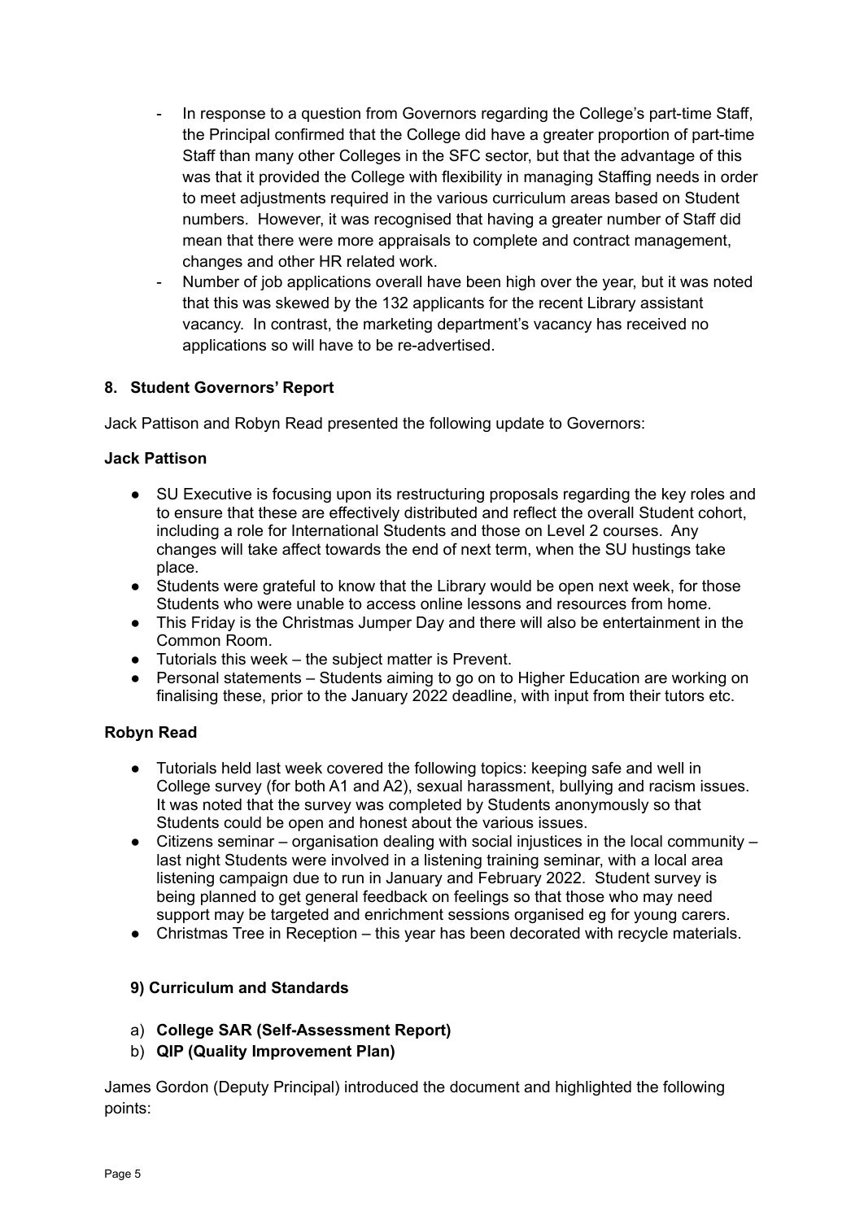- In response to a question from Governors regarding the College's part-time Staff, the Principal confirmed that the College did have a greater proportion of part-time Staff than many other Colleges in the SFC sector, but that the advantage of this was that it provided the College with flexibility in managing Staffing needs in order to meet adjustments required in the various curriculum areas based on Student numbers. However, it was recognised that having a greater number of Staff did mean that there were more appraisals to complete and contract management, changes and other HR related work.
- Number of job applications overall have been high over the year, but it was noted that this was skewed by the 132 applicants for the recent Library assistant vacancy. In contrast, the marketing department's vacancy has received no applications so will have to be re-advertised.

### 8. Student Governors' Report

Jack Pattison and Robyn Read presented the following update to Governors:

**Jack Pattison**

- SU Executive is focusing upon its restructuring proposals regarding the key roles and to ensure that these are effectively distributed and reflect the overall Student cohort, including a role for International Students and those on Level 2 courses. Any changes will take affect towards the end of next term, when the SU hustings take place.
- Students were grateful to know that the Library would be open next week, for those Students who were unable to access online lessons and resources from home.
- This Friday is the Christmas Jumper Day and there will also be entertainment in the Common Room.
- Tutorials this week – the subject matter is Prevent.
- Personal statements – Students aiming to go on to Higher Education are working on finalising these, prior to the January 2022 deadline, with input from their tutors etc.

**Robyn Read**

- Tutorials held last week covered the following topics: keeping safe and well in College survey (for both A1 and A2), sexual harassment, bullying and racism issues. It was noted that the survey was completed by Students anonymously so that Students could be open and honest about the various issues.
- Citizens seminar – organisation dealing with social injustices in the local community – last night Students were involved in a listening training seminar, with a local area listening campaign due to run in January and February 2022. Student survey is being planned to get general feedback on feelings so that those who may need support may be targeted and enrichment sessions organised eg for young carers.
- Christmas Tree in Reception – this year has been decorated with recycle materials.

### 9) Curriculum and Standards

a) **College SAR (Self-Assessment Report)**
b) **QIP (Quality Improvement Plan)**

James Gordon (Deputy Principal) introduced the document and highlighted the following points: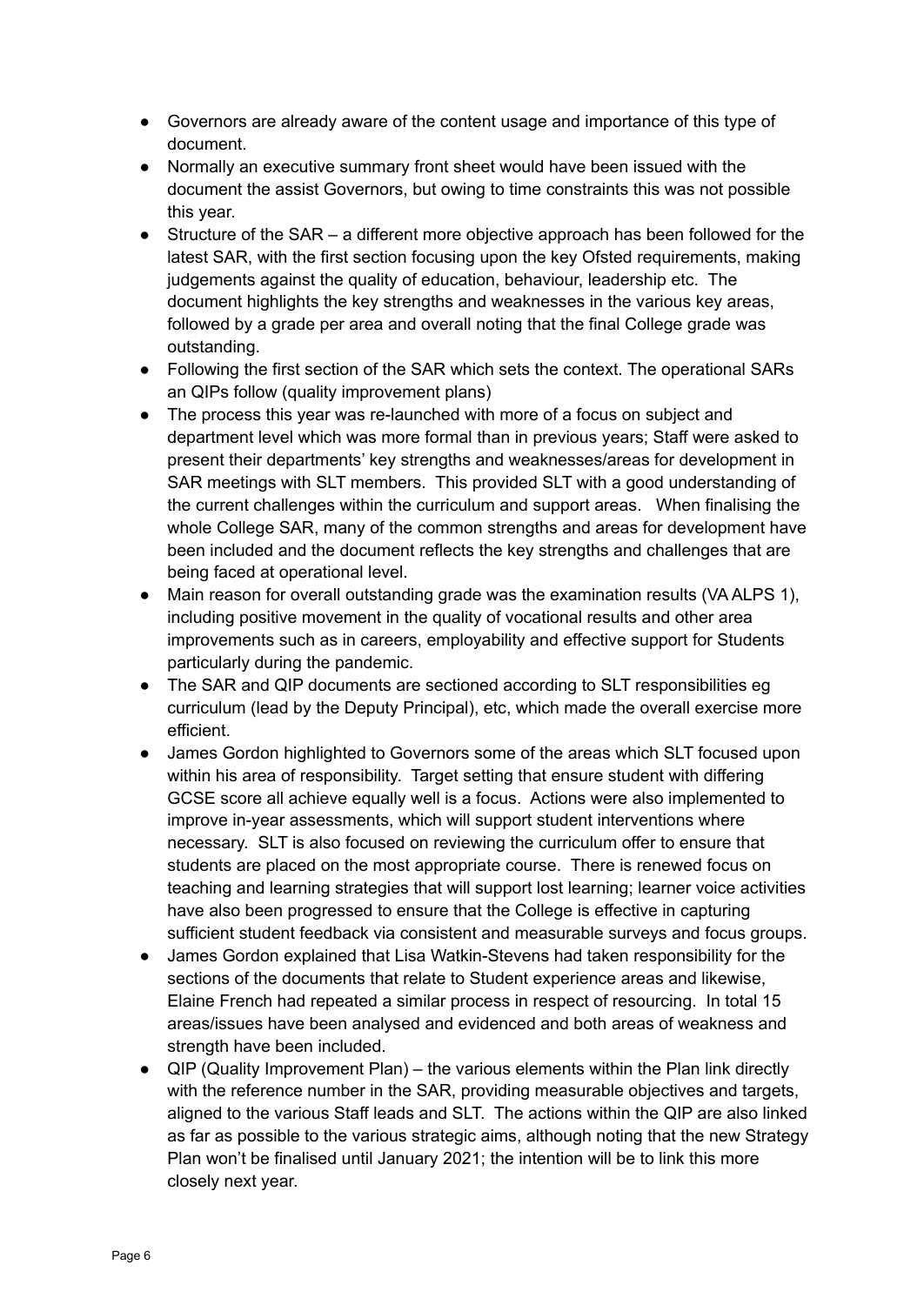- Governors are already aware of the content usage and importance of this type of document.
- Normally an executive summary front sheet would have been issued with the document the assist Governors, but owing to time constraints this was not possible this year.
- Structure of the SAR – a different more objective approach has been followed for the latest SAR, with the first section focusing upon the key Ofsted requirements, making judgements against the quality of education, behaviour, leadership etc. The document highlights the key strengths and weaknesses in the various key areas, followed by a grade per area and overall noting that the final College grade was outstanding.
- Following the first section of the SAR which sets the context. The operational SARs an QIPs follow (quality improvement plans)
- The process this year was re-launched with more of a focus on subject and department level which was more formal than in previous years; Staff were asked to present their departments' key strengths and weaknesses/areas for development in SAR meetings with SLT members. This provided SLT with a good understanding of the current challenges within the curriculum and support areas. When finalising the whole College SAR, many of the common strengths and areas for development have been included and the document reflects the key strengths and challenges that are being faced at operational level.
- Main reason for overall outstanding grade was the examination results (VA ALPS 1), including positive movement in the quality of vocational results and other area improvements such as in careers, employability and effective support for Students particularly during the pandemic.
- The SAR and QIP documents are sectioned according to SLT responsibilities eg curriculum (lead by the Deputy Principal), etc, which made the overall exercise more efficient.
- James Gordon highlighted to Governors some of the areas which SLT focused upon within his area of responsibility. Target setting that ensure student with differing GCSE score all achieve equally well is a focus. Actions were also implemented to improve in-year assessments, which will support student interventions where necessary. SLT is also focused on reviewing the curriculum offer to ensure that students are placed on the most appropriate course. There is renewed focus on teaching and learning strategies that will support lost learning; learner voice activities have also been progressed to ensure that the College is effective in capturing sufficient student feedback via consistent and measurable surveys and focus groups.
- James Gordon explained that Lisa Watkin-Stevens had taken responsibility for the sections of the documents that relate to Student experience areas and likewise, Elaine French had repeated a similar process in respect of resourcing. In total 15 areas/issues have been analysed and evidenced and both areas of weakness and strength have been included.
- QIP (Quality Improvement Plan) – the various elements within the Plan link directly with the reference number in the SAR, providing measurable objectives and targets, aligned to the various Staff leads and SLT. The actions within the QIP are also linked as far as possible to the various strategic aims, although noting that the new Strategy Plan won't be finalised until January 2021; the intention will be to link this more closely next year.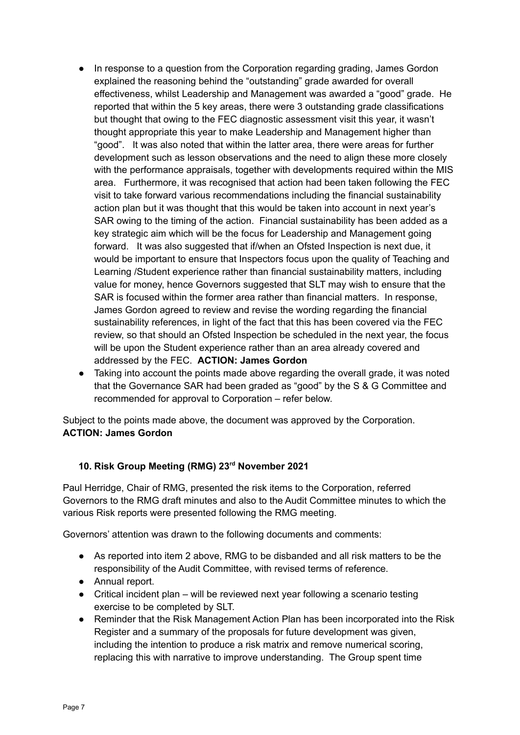- In response to a question from the Corporation regarding grading, James Gordon explained the reasoning behind the "outstanding" grade awarded for overall effectiveness, whilst Leadership and Management was awarded a "good" grade. He reported that within the 5 key areas, there were 3 outstanding grade classifications but thought that owing to the FEC diagnostic assessment visit this year, it wasn't thought appropriate this year to make Leadership and Management higher than "good". It was also noted that within the latter area, there were areas for further development such as lesson observations and the need to align these more closely with the performance appraisals, together with developments required within the MIS area. Furthermore, it was recognised that action had been taken following the FEC visit to take forward various recommendations including the financial sustainability action plan but it was thought that this would be taken into account in next year's SAR owing to the timing of the action. Financial sustainability has been added as a key strategic aim which will be the focus for Leadership and Management going forward. It was also suggested that if/when an Ofsted Inspection is next due, it would be important to ensure that Inspectors focus upon the quality of Teaching and Learning /Student experience rather than financial sustainability matters, including value for money, hence Governors suggested that SLT may wish to ensure that the SAR is focused within the former area rather than financial matters. In response, James Gordon agreed to review and revise the wording regarding the financial sustainability references, in light of the fact that this has been covered via the FEC review, so that should an Ofsted Inspection be scheduled in the next year, the focus will be upon the Student experience rather than an area already covered and addressed by the FEC. **ACTION: James Gordon**
- Taking into account the points made above regarding the overall grade, it was noted that the Governance SAR had been graded as "good" by the S & G Committee and recommended for approval to Corporation – refer below.

Subject to the points made above, the document was approved by the Corporation.
**ACTION: James Gordon**

### 10. Risk Group Meeting (RMG) 23rd November 2021

Paul Herridge, Chair of RMG, presented the risk items to the Corporation, referred Governors to the RMG draft minutes and also to the Audit Committee minutes to which the various Risk reports were presented following the RMG meeting.

Governors' attention was drawn to the following documents and comments:

- As reported into item 2 above, RMG to be disbanded and all risk matters to be the responsibility of the Audit Committee, with revised terms of reference.
- Annual report.
- Critical incident plan – will be reviewed next year following a scenario testing exercise to be completed by SLT.
- Reminder that the Risk Management Action Plan has been incorporated into the Risk Register and a summary of the proposals for future development was given, including the intention to produce a risk matrix and remove numerical scoring, replacing this with narrative to improve understanding. The Group spent time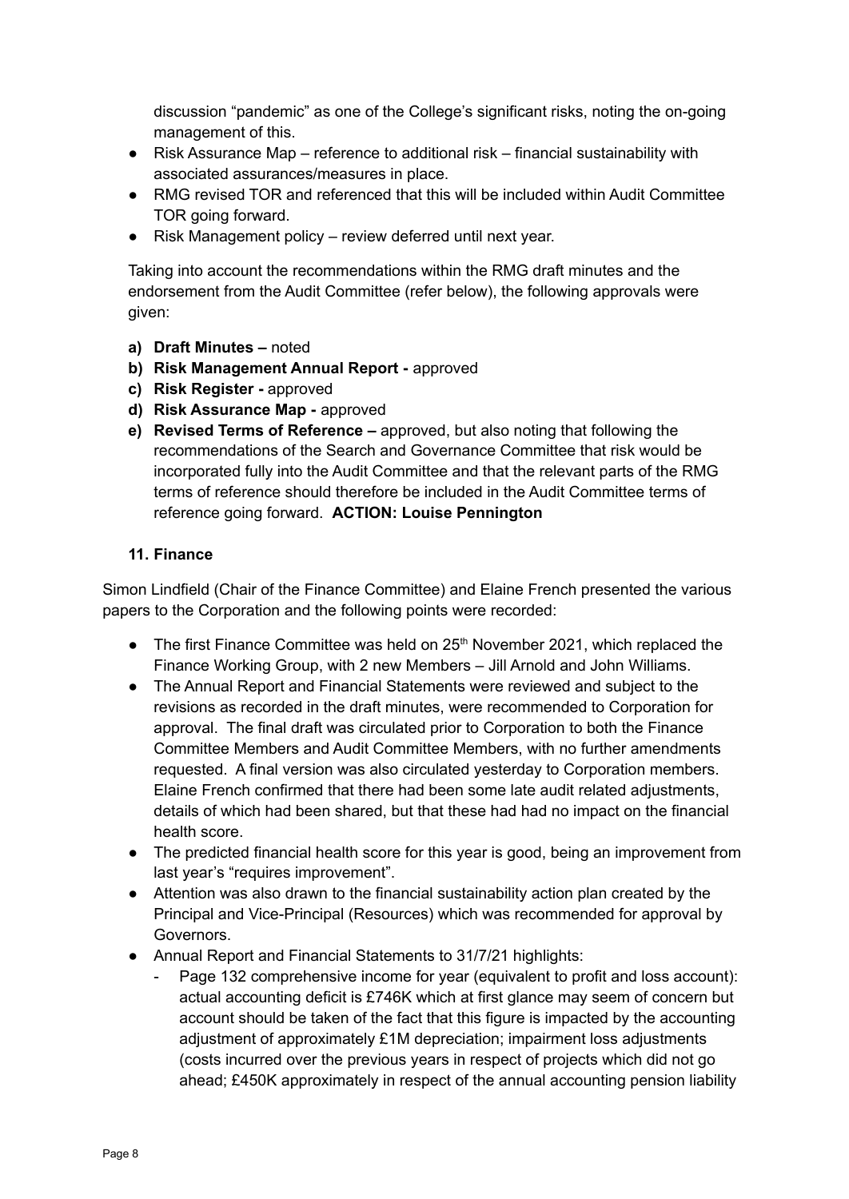discussion "pandemic" as one of the College's significant risks, noting the on-going management of this.

- Risk Assurance Map – reference to additional risk – financial sustainability with associated assurances/measures in place.
- RMG revised TOR and referenced that this will be included within Audit Committee TOR going forward.
- Risk Management policy – review deferred until next year.

Taking into account the recommendations within the RMG draft minutes and the endorsement from the Audit Committee (refer below), the following approvals were given:

a) **Draft Minutes –** noted
b) **Risk Management Annual Report -** approved
c) **Risk Register -** approved
d) **Risk Assurance Map -** approved
e) **Revised Terms of Reference –** approved, but also noting that following the recommendations of the Search and Governance Committee that risk would be incorporated fully into the Audit Committee and that the relevant parts of the RMG terms of reference should therefore be included in the Audit Committee terms of reference going forward. **ACTION: Louise Pennington**

**11. Finance**

Simon Lindfield (Chair of the Finance Committee) and Elaine French presented the various papers to the Corporation and the following points were recorded:

- The first Finance Committee was held on 25th November 2021, which replaced the Finance Working Group, with 2 new Members – Jill Arnold and John Williams.
- The Annual Report and Financial Statements were reviewed and subject to the revisions as recorded in the draft minutes, were recommended to Corporation for approval. The final draft was circulated prior to Corporation to both the Finance Committee Members and Audit Committee Members, with no further amendments requested. A final version was also circulated yesterday to Corporation members. Elaine French confirmed that there had been some late audit related adjustments, details of which had been shared, but that these had had no impact on the financial health score.
- The predicted financial health score for this year is good, being an improvement from last year's "requires improvement".
- Attention was also drawn to the financial sustainability action plan created by the Principal and Vice-Principal (Resources) which was recommended for approval by Governors.
- Annual Report and Financial Statements to 31/7/21 highlights:
  - Page 132 comprehensive income for year (equivalent to profit and loss account): actual accounting deficit is £746K which at first glance may seem of concern but account should be taken of the fact that this figure is impacted by the accounting adjustment of approximately £1M depreciation; impairment loss adjustments (costs incurred over the previous years in respect of projects which did not go ahead; £450K approximately in respect of the annual accounting pension liability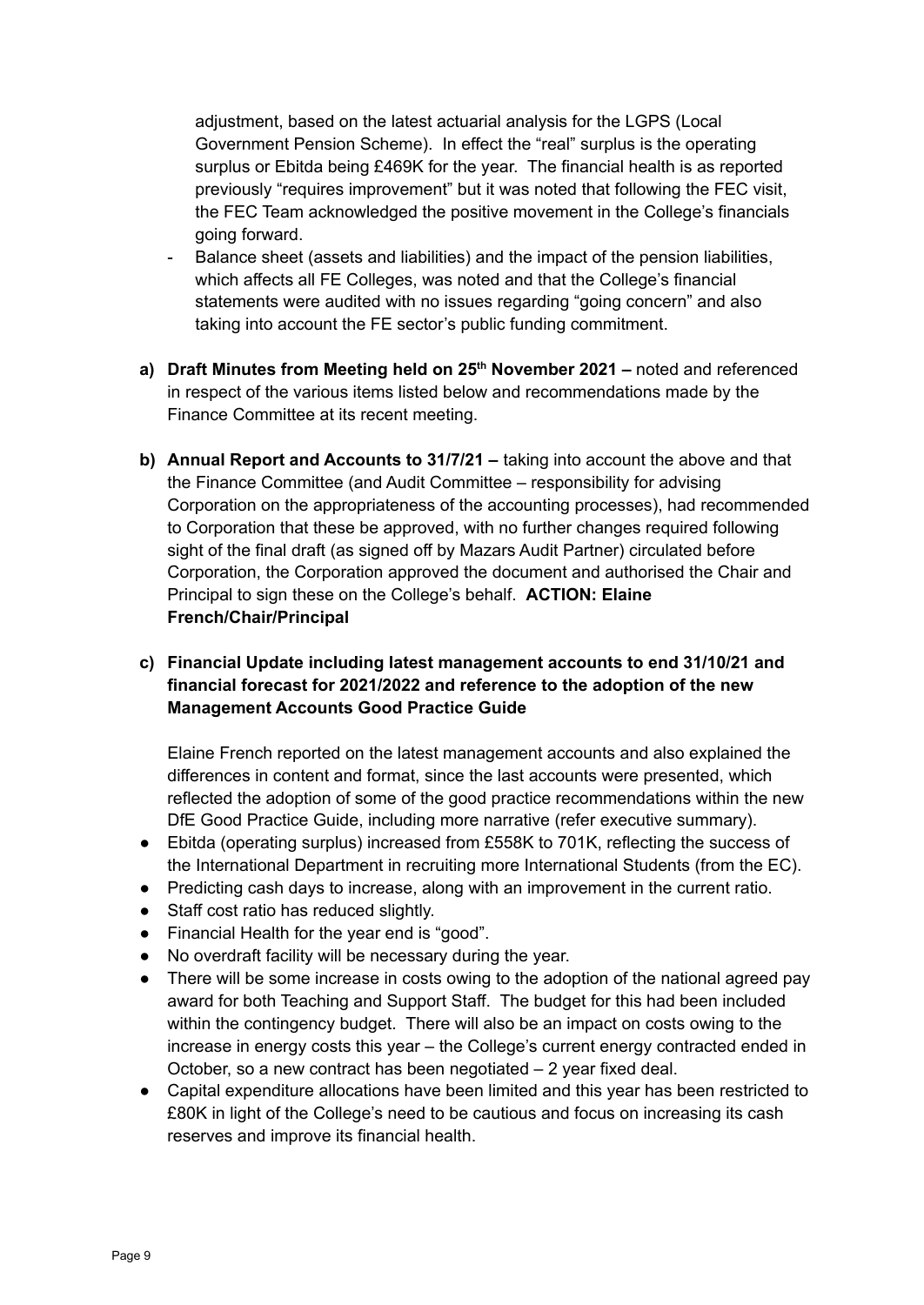adjustment, based on the latest actuarial analysis for the LGPS (Local Government Pension Scheme). In effect the "real" surplus is the operating surplus or Ebitda being £469K for the year. The financial health is as reported previously "requires improvement" but it was noted that following the FEC visit, the FEC Team acknowledged the positive movement in the College's financials going forward.

- Balance sheet (assets and liabilities) and the impact of the pension liabilities, which affects all FE Colleges, was noted and that the College's financial statements were audited with no issues regarding "going concern" and also taking into account the FE sector's public funding commitment.

a) **Draft Minutes from Meeting held on 25th November 2021 –** noted and referenced in respect of the various items listed below and recommendations made by the Finance Committee at its recent meeting.

b) **Annual Report and Accounts to 31/7/21 –** taking into account the above and that the Finance Committee (and Audit Committee – responsibility for advising Corporation on the appropriateness of the accounting processes), had recommended to Corporation that these be approved, with no further changes required following sight of the final draft (as signed off by Mazars Audit Partner) circulated before Corporation, the Corporation approved the document and authorised the Chair and Principal to sign these on the College's behalf. **ACTION: Elaine French/Chair/Principal**

c) **Financial Update including latest management accounts to end 31/10/21 and financial forecast for 2021/2022 and reference to the adoption of the new Management Accounts Good Practice Guide**

   Elaine French reported on the latest management accounts and also explained the differences in content and format, since the last accounts were presented, which reflected the adoption of some of the good practice recommendations within the new DfE Good Practice Guide, including more narrative (refer executive summary).

- Ebitda (operating surplus) increased from £558K to 701K, reflecting the success of the International Department in recruiting more International Students (from the EC).
- Predicting cash days to increase, along with an improvement in the current ratio.
- Staff cost ratio has reduced slightly.
- Financial Health for the year end is "good".
- No overdraft facility will be necessary during the year.
- There will be some increase in costs owing to the adoption of the national agreed pay award for both Teaching and Support Staff. The budget for this had been included within the contingency budget. There will also be an impact on costs owing to the increase in energy costs this year – the College's current energy contracted ended in October, so a new contract has been negotiated – 2 year fixed deal.
- Capital expenditure allocations have been limited and this year has been restricted to £80K in light of the College's need to be cautious and focus on increasing its cash reserves and improve its financial health.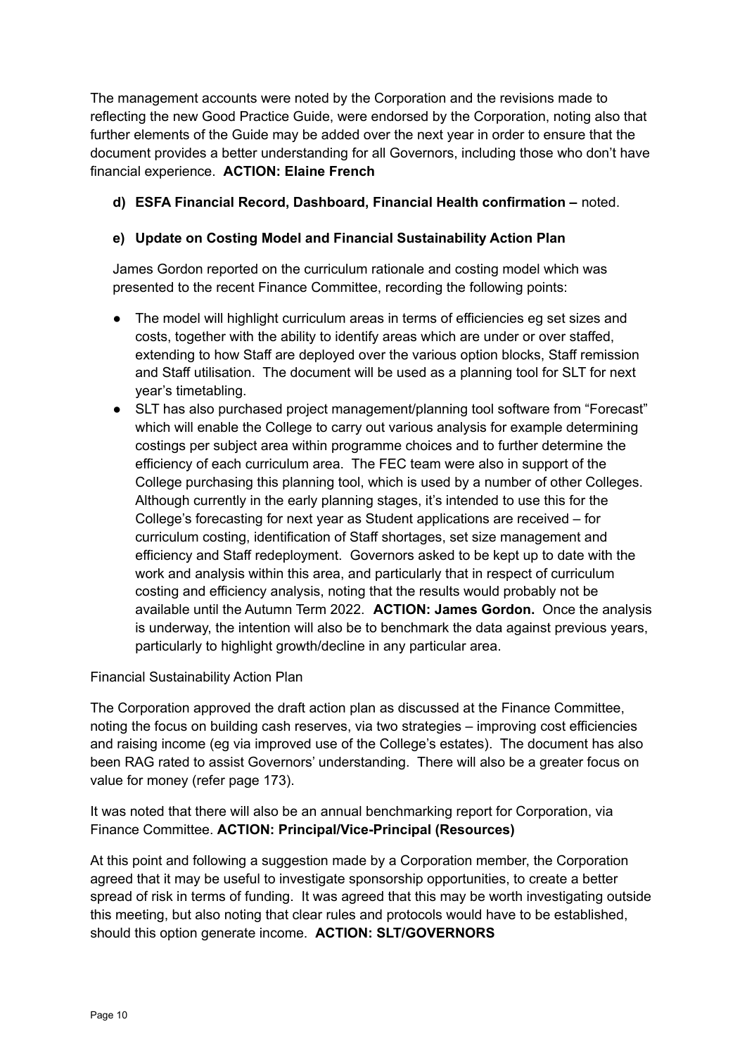The management accounts were noted by the Corporation and the revisions made to reflecting the new Good Practice Guide, were endorsed by the Corporation, noting also that further elements of the Guide may be added over the next year in order to ensure that the document provides a better understanding for all Governors, including those who don't have financial experience. **ACTION: Elaine French**

**d) ESFA Financial Record, Dashboard, Financial Health confirmation –** noted.

**e) Update on Costing Model and Financial Sustainability Action Plan**

James Gordon reported on the curriculum rationale and costing model which was presented to the recent Finance Committee, recording the following points:

- The model will highlight curriculum areas in terms of efficiencies eg set sizes and costs, together with the ability to identify areas which are under or over staffed, extending to how Staff are deployed over the various option blocks, Staff remission and Staff utilisation. The document will be used as a planning tool for SLT for next year's timetabling.
- SLT has also purchased project management/planning tool software from "Forecast" which will enable the College to carry out various analysis for example determining costings per subject area within programme choices and to further determine the efficiency of each curriculum area. The FEC team were also in support of the College purchasing this planning tool, which is used by a number of other Colleges. Although currently in the early planning stages, it's intended to use this for the College's forecasting for next year as Student applications are received – for curriculum costing, identification of Staff shortages, set size management and efficiency and Staff redeployment. Governors asked to be kept up to date with the work and analysis within this area, and particularly that in respect of curriculum costing and efficiency analysis, noting that the results would probably not be available until the Autumn Term 2022. **ACTION: James Gordon.** Once the analysis is underway, the intention will also be to benchmark the data against previous years, particularly to highlight growth/decline in any particular area.

Financial Sustainability Action Plan

The Corporation approved the draft action plan as discussed at the Finance Committee, noting the focus on building cash reserves, via two strategies – improving cost efficiencies and raising income (eg via improved use of the College's estates). The document has also been RAG rated to assist Governors' understanding. There will also be a greater focus on value for money (refer page 173).

It was noted that there will also be an annual benchmarking report for Corporation, via Finance Committee. **ACTION: Principal/Vice-Principal (Resources)**

At this point and following a suggestion made by a Corporation member, the Corporation agreed that it may be useful to investigate sponsorship opportunities, to create a better spread of risk in terms of funding. It was agreed that this may be worth investigating outside this meeting, but also noting that clear rules and protocols would have to be established, should this option generate income. **ACTION: SLT/GOVERNORS**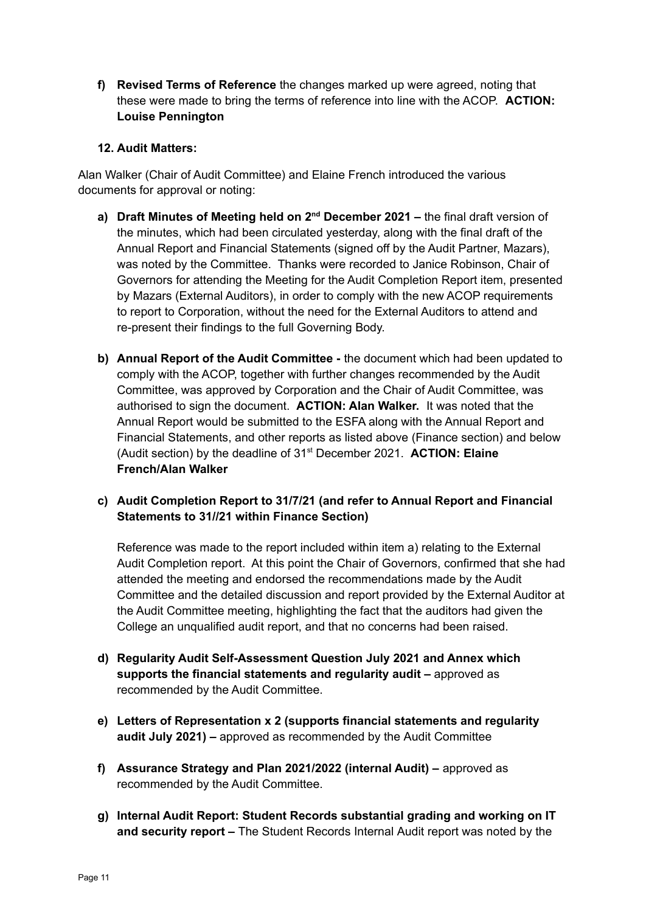f) **Revised Terms of Reference** the changes marked up were agreed, noting that these were made to bring the terms of reference into line with the ACOP. **ACTION: Louise Pennington**

**12. Audit Matters:**

Alan Walker (Chair of Audit Committee) and Elaine French introduced the various documents for approval or noting:

a) **Draft Minutes of Meeting held on 2nd December 2021 –** the final draft version of the minutes, which had been circulated yesterday, along with the final draft of the Annual Report and Financial Statements (signed off by the Audit Partner, Mazars), was noted by the Committee. Thanks were recorded to Janice Robinson, Chair of Governors for attending the Meeting for the Audit Completion Report item, presented by Mazars (External Auditors), in order to comply with the new ACOP requirements to report to Corporation, without the need for the External Auditors to attend and re-present their findings to the full Governing Body.

b) **Annual Report of the Audit Committee -** the document which had been updated to comply with the ACOP, together with further changes recommended by the Audit Committee, was approved by Corporation and the Chair of Audit Committee, was authorised to sign the document. **ACTION: Alan Walker.** It was noted that the Annual Report would be submitted to the ESFA along with the Annual Report and Financial Statements, and other reports as listed above (Finance section) and below (Audit section) by the deadline of 31st December 2021. **ACTION: Elaine French/Alan Walker**

c) **Audit Completion Report to 31/7/21 (and refer to Annual Report and Financial Statements to 31//21 within Finance Section)**

   Reference was made to the report included within item a) relating to the External Audit Completion report. At this point the Chair of Governors, confirmed that she had attended the meeting and endorsed the recommendations made by the Audit Committee and the detailed discussion and report provided by the External Auditor at the Audit Committee meeting, highlighting the fact that the auditors had given the College an unqualified audit report, and that no concerns had been raised.

d) **Regularity Audit Self-Assessment Question July 2021 and Annex which supports the financial statements and regularity audit –** approved as recommended by the Audit Committee.

e) **Letters of Representation x 2 (supports financial statements and regularity audit July 2021) –** approved as recommended by the Audit Committee

f) **Assurance Strategy and Plan 2021/2022 (internal Audit) –** approved as recommended by the Audit Committee.

g) **Internal Audit Report: Student Records substantial grading and working on IT and security report –** The Student Records Internal Audit report was noted by the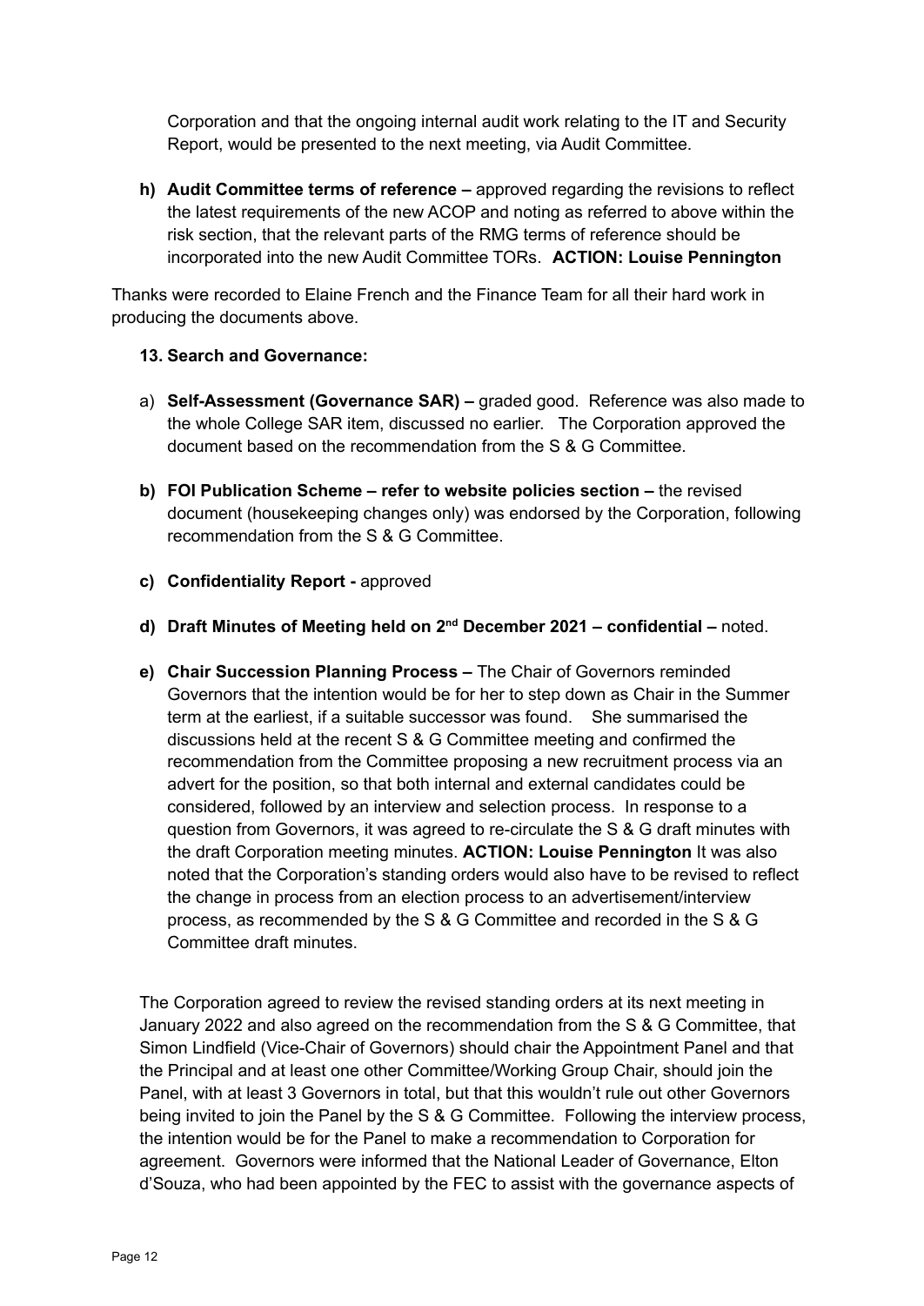Corporation and that the ongoing internal audit work relating to the IT and Security Report, would be presented to the next meeting, via Audit Committee.

**h) Audit Committee terms of reference –** approved regarding the revisions to reflect the latest requirements of the new ACOP and noting as referred to above within the risk section, that the relevant parts of the RMG terms of reference should be incorporated into the new Audit Committee TORs. **ACTION: Louise Pennington**

Thanks were recorded to Elaine French and the Finance Team for all their hard work in producing the documents above.

**13. Search and Governance:**

a) **Self-Assessment (Governance SAR) –** graded good. Reference was also made to the whole College SAR item, discussed no earlier. The Corporation approved the document based on the recommendation from the S & G Committee.

**b) FOI Publication Scheme – refer to website policies section –** the revised document (housekeeping changes only) was endorsed by the Corporation, following recommendation from the S & G Committee.

**c) Confidentiality Report -** approved

**d) Draft Minutes of Meeting held on 2nd December 2021 – confidential –** noted.

**e) Chair Succession Planning Process –** The Chair of Governors reminded Governors that the intention would be for her to step down as Chair in the Summer term at the earliest, if a suitable successor was found. She summarised the discussions held at the recent S & G Committee meeting and confirmed the recommendation from the Committee proposing a new recruitment process via an advert for the position, so that both internal and external candidates could be considered, followed by an interview and selection process. In response to a question from Governors, it was agreed to re-circulate the S & G draft minutes with the draft Corporation meeting minutes. **ACTION: Louise Pennington** It was also noted that the Corporation's standing orders would also have to be revised to reflect the change in process from an election process to an advertisement/interview process, as recommended by the S & G Committee and recorded in the S & G Committee draft minutes.

The Corporation agreed to review the revised standing orders at its next meeting in January 2022 and also agreed on the recommendation from the S & G Committee, that Simon Lindfield (Vice-Chair of Governors) should chair the Appointment Panel and that the Principal and at least one other Committee/Working Group Chair, should join the Panel, with at least 3 Governors in total, but that this wouldn't rule out other Governors being invited to join the Panel by the S & G Committee. Following the interview process, the intention would be for the Panel to make a recommendation to Corporation for agreement. Governors were informed that the National Leader of Governance, Elton d'Souza, who had been appointed by the FEC to assist with the governance aspects of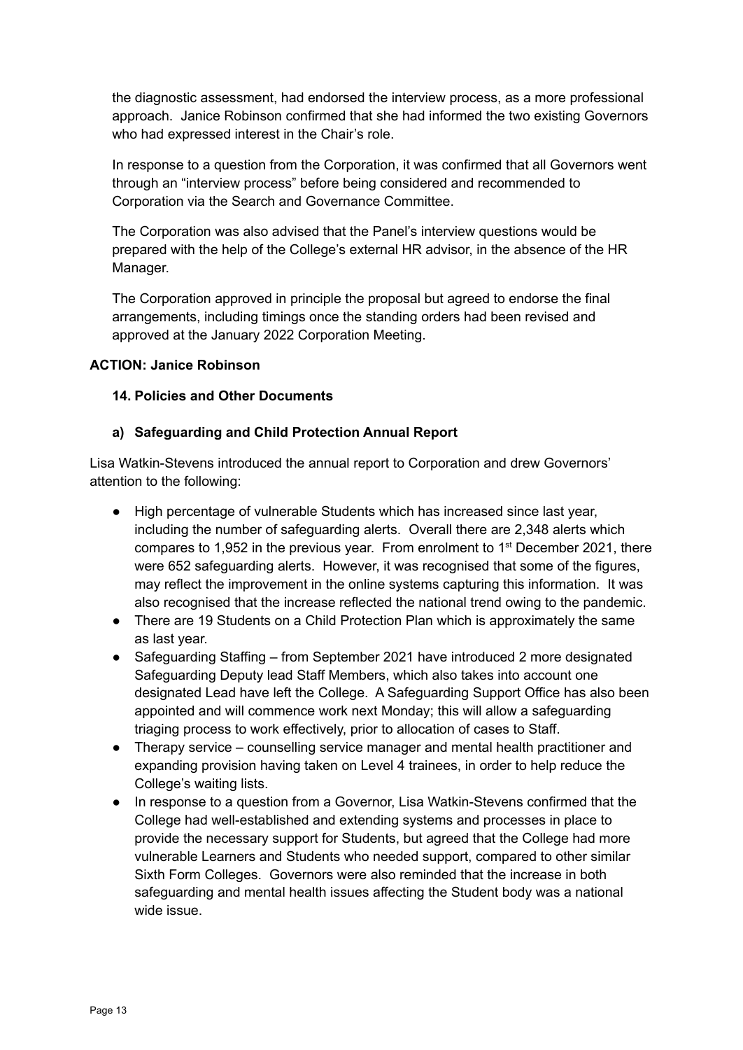the diagnostic assessment, had endorsed the interview process, as a more professional approach. Janice Robinson confirmed that she had informed the two existing Governors who had expressed interest in the Chair's role.

In response to a question from the Corporation, it was confirmed that all Governors went through an "interview process" before being considered and recommended to Corporation via the Search and Governance Committee.

The Corporation was also advised that the Panel's interview questions would be prepared with the help of the College's external HR advisor, in the absence of the HR Manager.

The Corporation approved in principle the proposal but agreed to endorse the final arrangements, including timings once the standing orders had been revised and approved at the January 2022 Corporation Meeting.

**ACTION: Janice Robinson**

**14. Policies and Other Documents**

**a) Safeguarding and Child Protection Annual Report**

Lisa Watkin-Stevens introduced the annual report to Corporation and drew Governors' attention to the following:

- High percentage of vulnerable Students which has increased since last year, including the number of safeguarding alerts. Overall there are 2,348 alerts which compares to 1,952 in the previous year. From enrolment to 1st December 2021, there were 652 safeguarding alerts. However, it was recognised that some of the figures, may reflect the improvement in the online systems capturing this information. It was also recognised that the increase reflected the national trend owing to the pandemic.
- There are 19 Students on a Child Protection Plan which is approximately the same as last year.
- Safeguarding Staffing – from September 2021 have introduced 2 more designated Safeguarding Deputy lead Staff Members, which also takes into account one designated Lead have left the College. A Safeguarding Support Office has also been appointed and will commence work next Monday; this will allow a safeguarding triaging process to work effectively, prior to allocation of cases to Staff.
- Therapy service – counselling service manager and mental health practitioner and expanding provision having taken on Level 4 trainees, in order to help reduce the College's waiting lists.
- In response to a question from a Governor, Lisa Watkin-Stevens confirmed that the College had well-established and extending systems and processes in place to provide the necessary support for Students, but agreed that the College had more vulnerable Learners and Students who needed support, compared to other similar Sixth Form Colleges. Governors were also reminded that the increase in both safeguarding and mental health issues affecting the Student body was a national wide issue.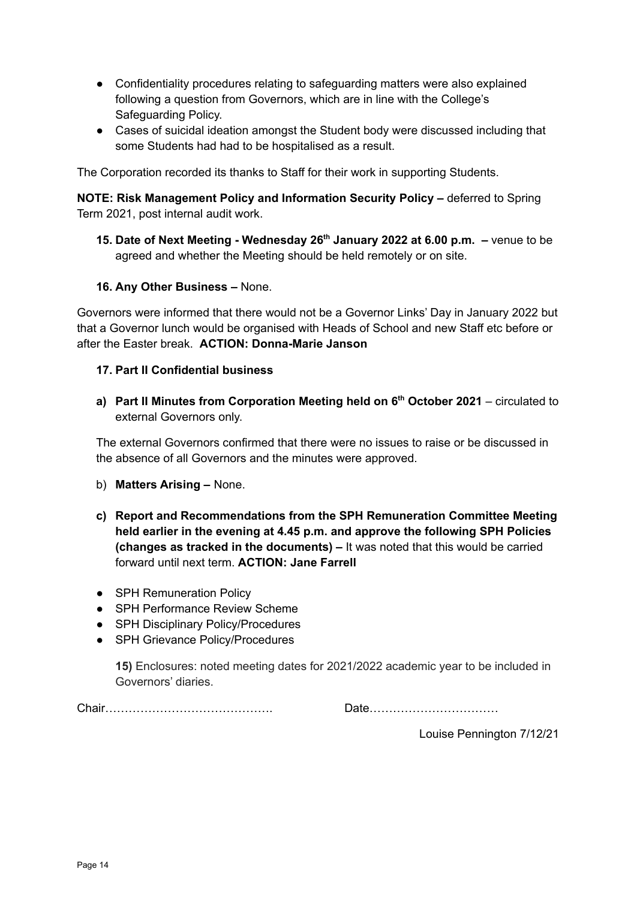- Confidentiality procedures relating to safeguarding matters were also explained following a question from Governors, which are in line with the College's Safeguarding Policy.
- Cases of suicidal ideation amongst the Student body were discussed including that some Students had had to be hospitalised as a result.

The Corporation recorded its thanks to Staff for their work in supporting Students.

**NOTE: Risk Management Policy and Information Security Policy –** deferred to Spring Term 2021, post internal audit work.

**15. Date of Next Meeting - Wednesday 26th January 2022 at 6.00 p.m. –** venue to be agreed and whether the Meeting should be held remotely or on site.

**16. Any Other Business –** None.

Governors were informed that there would not be a Governor Links' Day in January 2022 but that a Governor lunch would be organised with Heads of School and new Staff etc before or after the Easter break. **ACTION: Donna-Marie Janson**

**17. Part II Confidential business**

**a) Part II Minutes from Corporation Meeting held on 6th October 2021** – circulated to external Governors only.

The external Governors confirmed that there were no issues to raise or be discussed in the absence of all Governors and the minutes were approved.

b) **Matters Arising –** None.

**c) Report and Recommendations from the SPH Remuneration Committee Meeting held earlier in the evening at 4.45 p.m. and approve the following SPH Policies (changes as tracked in the documents) –** It was noted that this would be carried forward until next term. **ACTION: Jane Farrell**

- SPH Remuneration Policy
- SPH Performance Review Scheme
- SPH Disciplinary Policy/Procedures
- SPH Grievance Policy/Procedures

**15)** Enclosures: noted meeting dates for 2021/2022 academic year to be included in Governors' diaries.

Chair……………………………………. Date……………………………

Louise Pennington 7/12/21